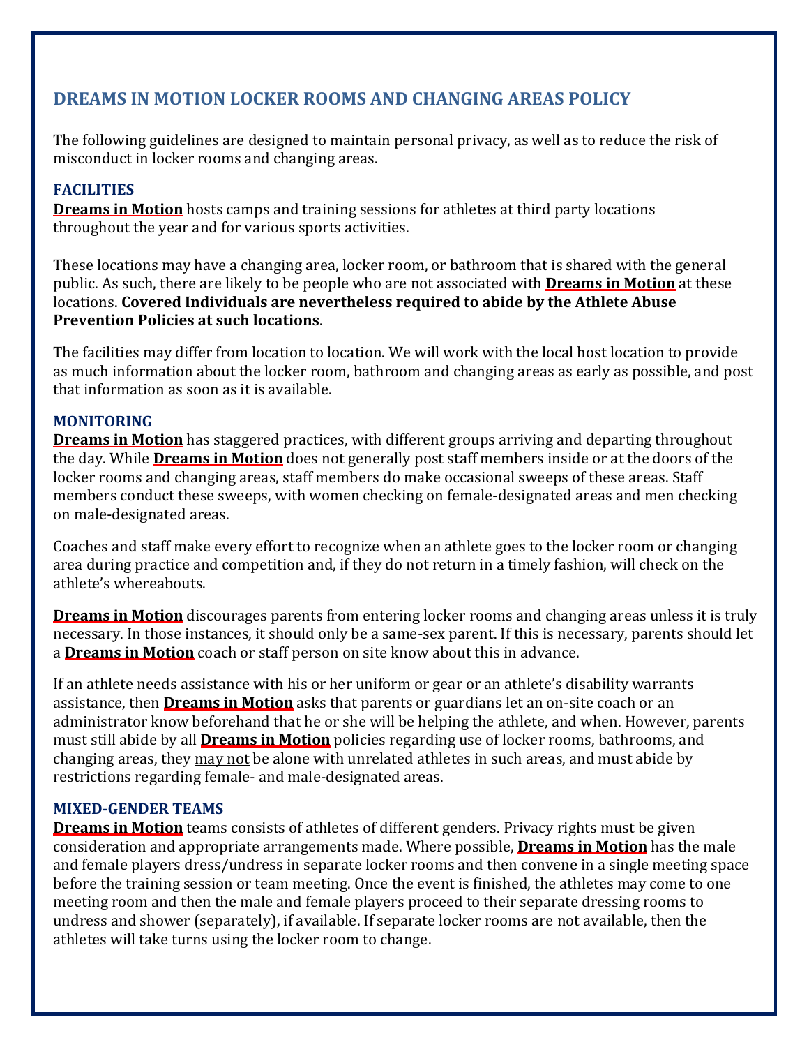# DREAMS IN MOTION LOCKER ROOMS AND CHANGING AREAS POLICY

The following guidelines are designed to maintain personal privacy, as well as to reduce the risk of misconduct in locker rooms and changing areas.

## FACILITIES

**Dreams in Motion** hosts camps and training sessions for athletes at third party locations throughout the year and for various sports activities.

These locations may have a changing area, locker room, or bathroom that is shared with the general public. As such, there are likely to be people who are not associated with **Dreams in Motion** at these locations. **Covered Individuals are nevertheless required to abide by the Athlete Abuse Prevention Policies at such locations**.

The facilities may differ from location to location. We will work with the local host location to provide as much information about the locker room, bathroom and changing areas as early as possible, and post that information as soon as it is available.

## MONITORING

**Dreams in Motion** has staggered practices, with different groups arriving and departing throughout the day. While **Dreams in Motion** does not generally post staff members inside or at the doors of the locker rooms and changing areas, staff members do make occasional sweeps of these areas. Staff members conduct these sweeps, with women checking on female-designated areas and men checking on male-designated areas.

Coaches and staff make every effort to recognize when an athlete goes to the locker room or changing area during practice and competition and, if they do not return in a timely fashion, will check on the athlete's whereabouts.

**Dreams in Motion** discourages parents from entering locker rooms and changing areas unless it is truly necessary. In those instances, it should only be a same-sex parent. If this is necessary, parents should let a **Dreams in Motion** coach or staff person on site know about this in advance.

If an athlete needs assistance with his or her uniform or gear or an athlete's disability warrants assistance, then **Dreams in Motion** asks that parents or guardians let an on-site coach or an administrator know beforehand that he or she will be helping the athlete, and when. However, parents must still abide by all **Dreams in Motion** policies regarding use of locker rooms, bathrooms, and changing areas, they may not be alone with unrelated athletes in such areas, and must abide by restrictions regarding female- and male-designated areas.

## MIXED-GENDER TEAMS

**Dreams in Motion** teams consists of athletes of different genders. Privacy rights must be given consideration and appropriate arrangements made. Where possible, **Dreams in Motion** has the male and female players dress/undress in separate locker rooms and then convene in a single meeting space before the training session or team meeting. Once the event is finished, the athletes may come to one meeting room and then the male and female players proceed to their separate dressing rooms to undress and shower (separately), if available. If separate locker rooms are not available, then the athletes will take turns using the locker room to change.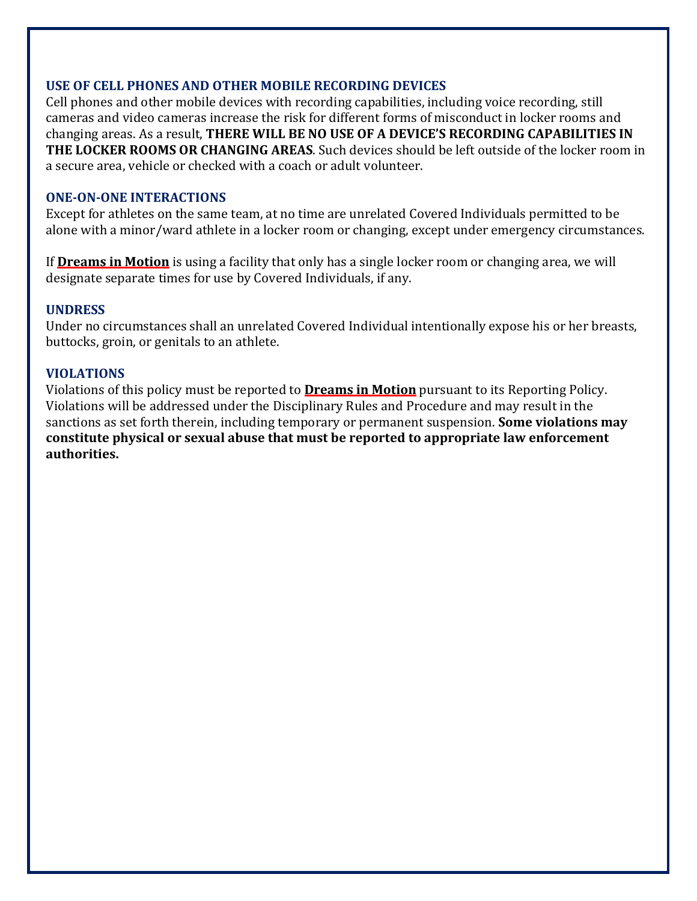### USE OF CELL PHONES AND OTHER MOBILE RECORDING DEVICES

Cell phones and other mobile devices with recording capabilities, including voice recording, still cameras and video cameras increase the risk for different forms of misconduct in locker rooms and changing areas. As a result, **THERE WILL BE NO USE OF A DEVICE'S RECORDING CAPABILITIES IN THE LOCKER ROOMS OR CHANGING AREAS**. Such devices should be left outside of the locker room in a secure area, vehicle or checked with a coach or adult volunteer.

### ONE-ON-ONE INTERACTIONS

Except for athletes on the same team, at no time are unrelated Covered Individuals permitted to be alone with a minor/ward athlete in a locker room or changing, except under emergency circumstances.

If **Dreams in Motion** is using a facility that only has a single locker room or changing area, we will designate separate times for use by Covered Individuals, if any.

### UNDRESS

Under no circumstances shall an unrelated Covered Individual intentionally expose his or her breasts, buttocks, groin, or genitals to an athlete.

### VIOLATIONS

Violations of this policy must be reported to **Dreams in Motion** pursuant to its Reporting Policy. Violations will be addressed under the Disciplinary Rules and Procedure and may result in the sanctions as set forth therein, including temporary or permanent suspension. **Some violations may constitute physical or sexual abuse that must be reported to appropriate law enforcement authorities.**